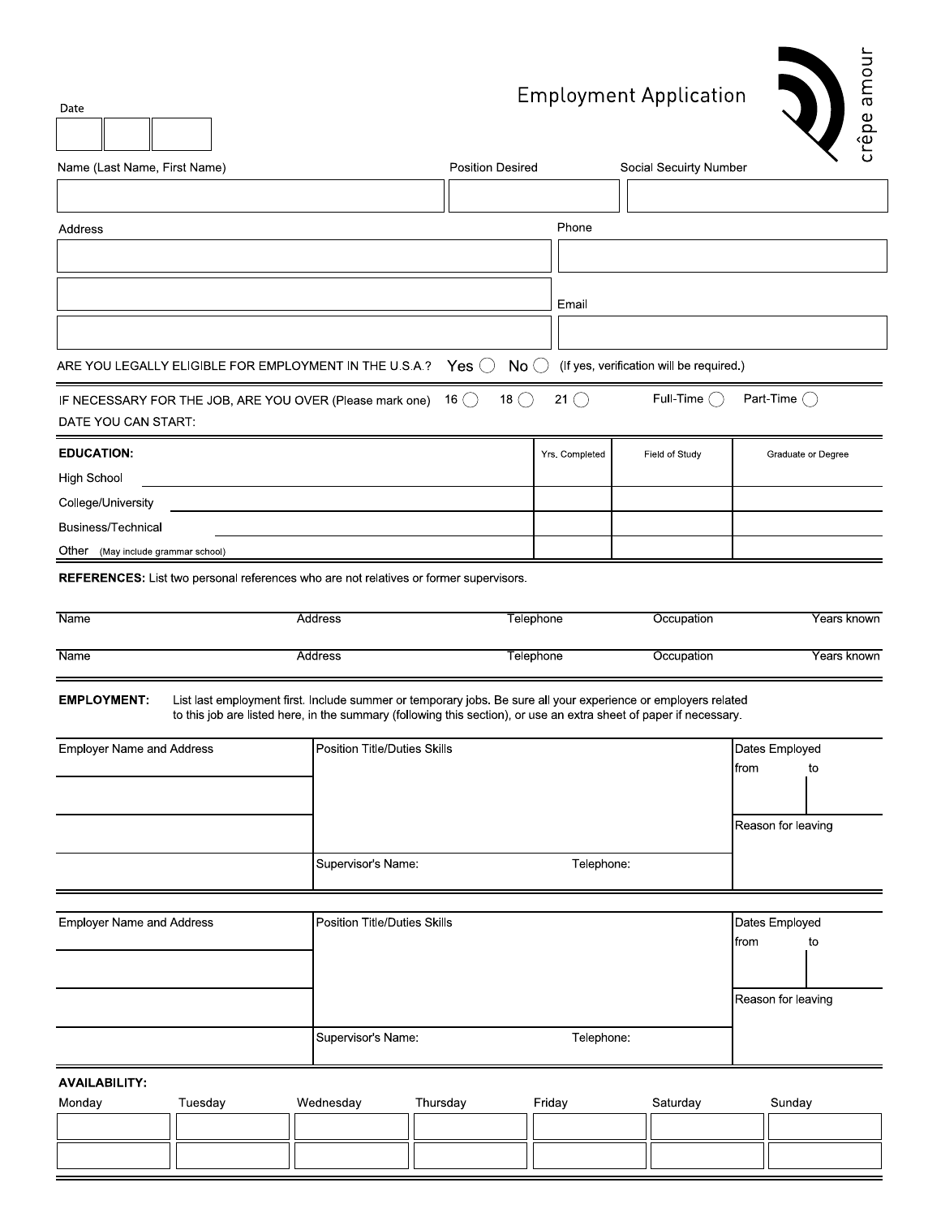# Employment Application

crêpe amour

Date

| | | |
|---|---|---|
| | | |

| Name (Last Name, First Name) | Position Desired | Social Secuirty Number |
|---|---|---|
| | | |

| Address | Phone |
|---|---|
| | |
| | Email |
| | |

ARE YOU LEGALLY ELIGIBLE FOR EMPLOYMENT IN THE U.S.A.? Yes ◯ No ◯ (If yes, verification will be required.)

IF NECESSARY FOR THE JOB, ARE YOU OVER (Please mark one) 16 ◯ 18 ◯ 21 ◯ Full-Time ◯ Part-Time ◯

DATE YOU CAN START:

| **EDUCATION:** | Yrs. Completed | Field of Study | Graduate or Degree |
|---|---|---|---|
| High School | | | |
| College/University | | | |
| Business/Technical | | | |
| Other (May include grammar school) | | | |

**REFERENCES:** List two personal references who are not relatives or former supervisors.

| Name | Address | Telephone | Occupation | Years known |
|---|---|---|---|---|
| Name | Address | Telephone | Occupation | Years known |

**EMPLOYMENT:** List last employment first. Include summer or temporary jobs. Be sure all your experience or employers related to this job are listed here, in the summary (following this section), or use an extra sheet of paper if necessary.

| Employer Name and Address | Position Title/Duties Skills | Dates Employed from to |
|---|---|---|
| | | |
| | | Reason for leaving |
| | Supervisor's Name: Telephone: | |

| Employer Name and Address | Position Title/Duties Skills | Dates Employed from to |
|---|---|---|
| | | |
| | | Reason for leaving |
| | Supervisor's Name: Telephone: | |

**AVAILABILITY:**

| Monday | Tuesday | Wednesday | Thursday | Friday | Saturday | Sunday |
|---|---|---|---|---|---|---|
| | | | | | | |
| | | | | | | |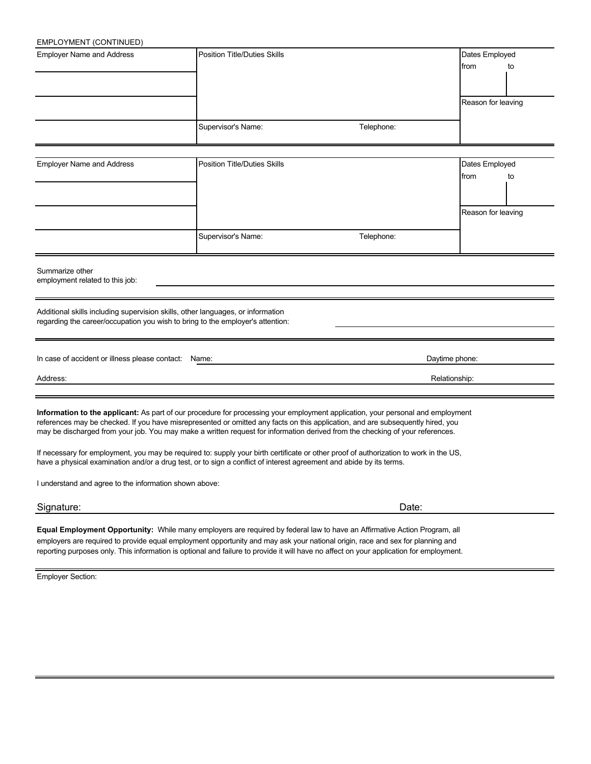EMPLOYMENT (CONTINUED)

| Employer Name and Address | Position Title/Duties Skills | | Dates Employed from to |
|---|---|---|---|
| | | | |
| | | | Reason for leaving |
| | Supervisor's Name: | Telephone: | |

| Employer Name and Address | Position Title/Duties Skills | | Dates Employed from to |
|---|---|---|---|
| | | | |
| | | | Reason for leaving |
| | Supervisor's Name: | Telephone: | |

Summarize other employment related to this job: \_\_\_\_\_\_\_\_\_\_\_\_\_\_\_\_\_\_\_\_\_\_\_\_\_\_\_\_\_\_

Additional skills including supervision skills, other languages, or information regarding the career/occupation you wish to bring to the employer's attention: \_\_\_\_\_\_\_\_\_\_\_\_\_\_\_\_\_\_\_\_\_\_\_\_\_\_\_\_\_\_

In case of accident or illness please contact: Name: \_\_\_\_\_\_\_\_\_\_\_\_\_\_\_\_\_\_\_\_ Daytime phone: \_\_\_\_\_\_\_\_\_\_

Address: \_\_\_\_\_\_\_\_\_\_\_\_\_\_\_\_\_\_\_\_\_\_\_\_\_\_\_\_\_\_ Relationship: \_\_\_\_\_\_\_\_\_\_

**Information to the applicant:** As part of our procedure for processing your employment application, your personal and employment references may be checked. If you have misrepresented or omitted any facts on this application, and are subsequently hired, you may be discharged from your job. You may make a written request for information derived from the checking of your references.

If necessary for employment, you may be required to: supply your birth certificate or other proof of authorization to work in the US, have a physical examination and/or a drug test, or to sign a conflict of interest agreement and abide by its terms.

I understand and agree to the information shown above:

Signature: \_\_\_\_\_\_\_\_\_\_\_\_\_\_\_\_\_\_\_\_\_\_\_\_\_\_\_\_\_\_ Date: \_\_\_\_\_\_\_\_\_\_

**Equal Employment Opportunity:** While many employers are required by federal law to have an Affirmative Action Program, all employers are required to provide equal employment opportunity and may ask your national origin, race and sex for planning and reporting purposes only. This information is optional and failure to provide it will have no affect on your application for employment.

Employer Section: